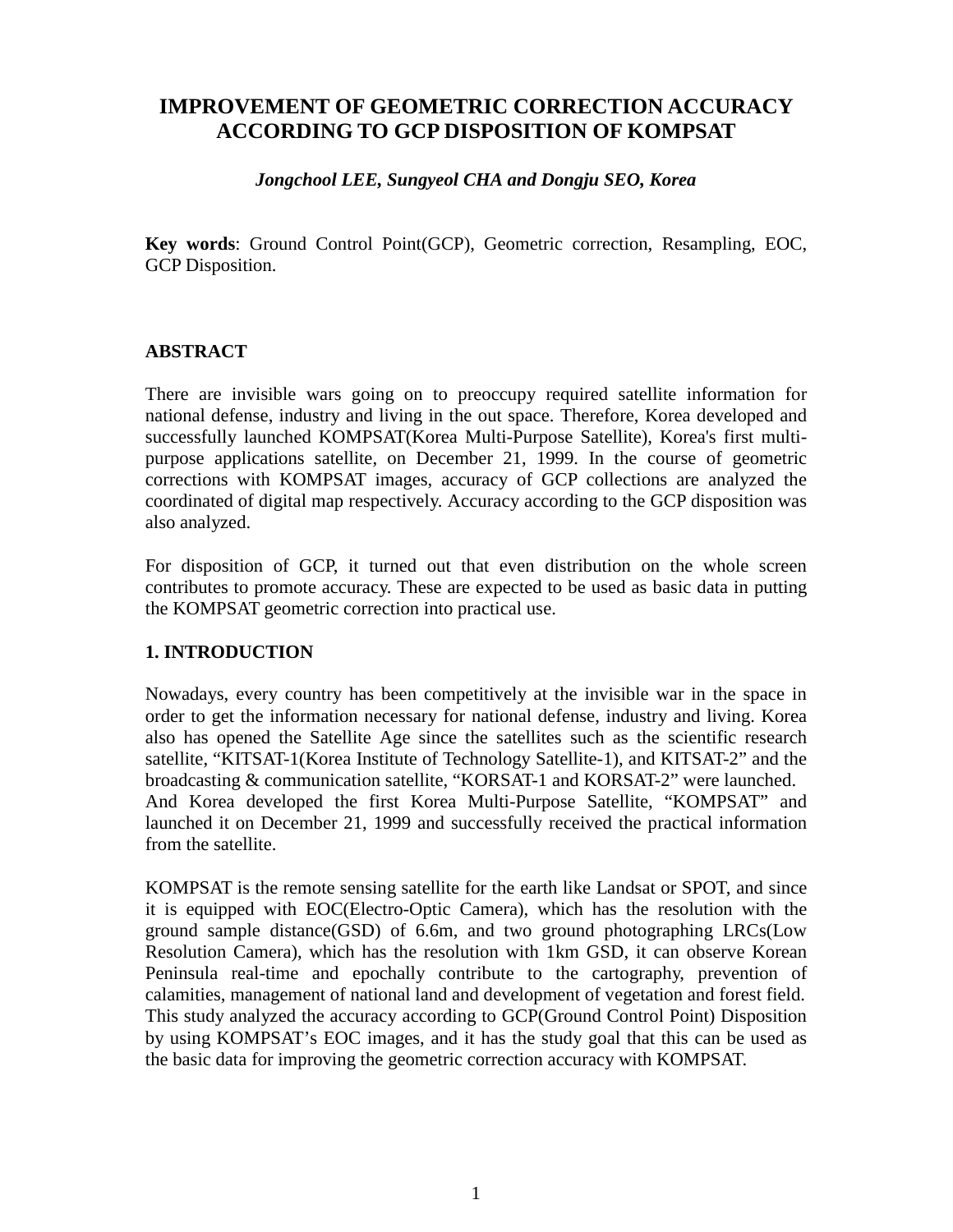# IMPROVEMENT OF GEOMETRIC CORRECTION ACCURACY ACCORDING TO GCP DISPOSITION OF KOMPSAT

***Jongchool LEE, Sungyeol CHA and Dongju SEO, Korea***

**Key words**: Ground Control Point(GCP), Geometric correction, Resampling, EOC, GCP Disposition.

## ABSTRACT

There are invisible wars going on to preoccupy required satellite information for national defense, industry and living in the out space. Therefore, Korea developed and successfully launched KOMPSAT(Korea Multi-Purpose Satellite), Korea's first multi-purpose applications satellite, on December 21, 1999. In the course of geometric corrections with KOMPSAT images, accuracy of GCP collections are analyzed the coordinated of digital map respectively. Accuracy according to the GCP disposition was also analyzed.

For disposition of GCP, it turned out that even distribution on the whole screen contributes to promote accuracy. These are expected to be used as basic data in putting the KOMPSAT geometric correction into practical use.

## 1. INTRODUCTION

Nowadays, every country has been competitively at the invisible war in the space in order to get the information necessary for national defense, industry and living. Korea also has opened the Satellite Age since the satellites such as the scientific research satellite, "KITSAT-1(Korea Institute of Technology Satellite-1), and KITSAT-2" and the broadcasting & communication satellite, "KORSAT-1 and KORSAT-2" were launched.
And Korea developed the first Korea Multi-Purpose Satellite, "KOMPSAT" and launched it on December 21, 1999 and successfully received the practical information from the satellite.

KOMPSAT is the remote sensing satellite for the earth like Landsat or SPOT, and since it is equipped with EOC(Electro-Optic Camera), which has the resolution with the ground sample distance(GSD) of 6.6m, and two ground photographing LRCs(Low Resolution Camera), which has the resolution with 1km GSD, it can observe Korean Peninsula real-time and epochally contribute to the cartography, prevention of calamities, management of national land and development of vegetation and forest field. This study analyzed the accuracy according to GCP(Ground Control Point) Disposition by using KOMPSAT's EOC images, and it has the study goal that this can be used as the basic data for improving the geometric correction accuracy with KOMPSAT.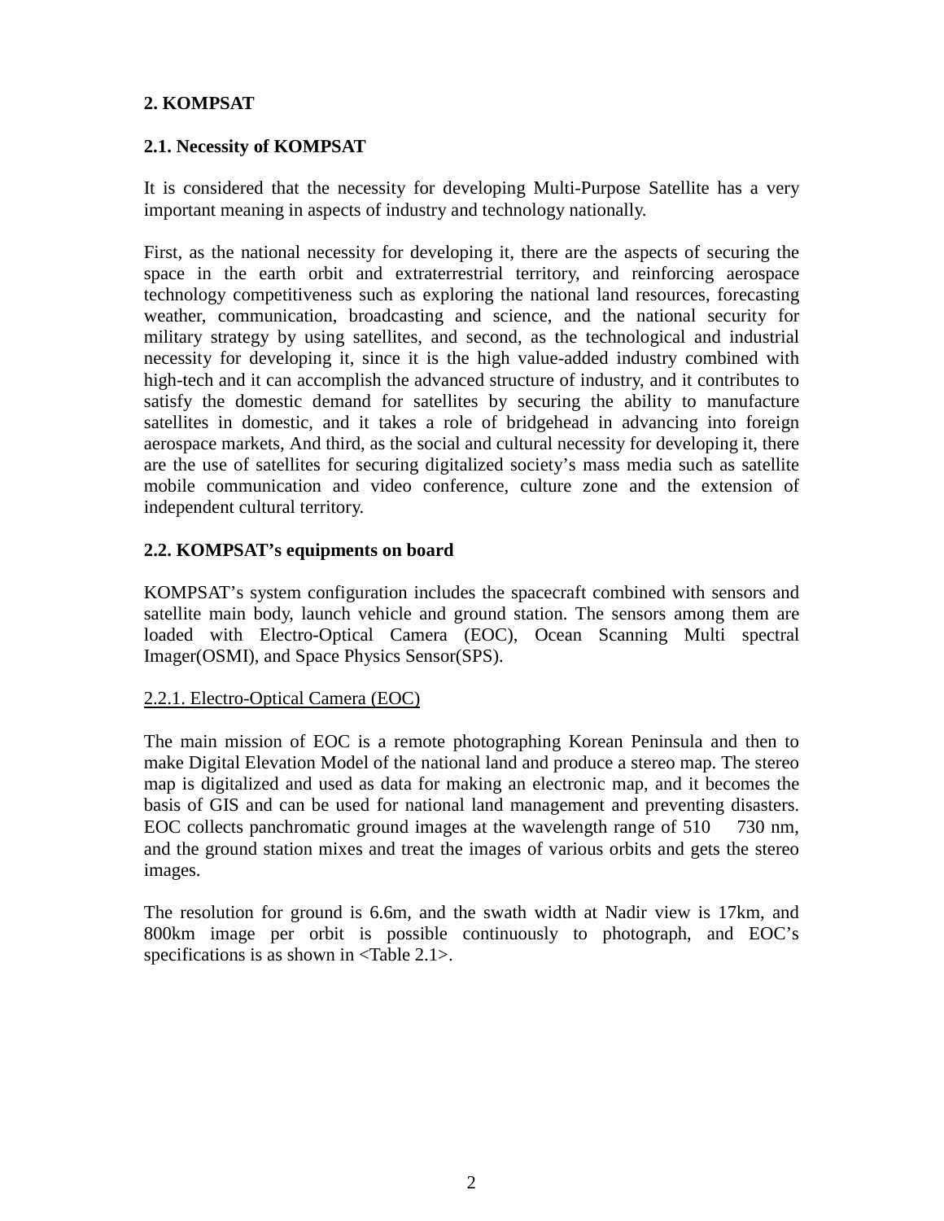## 2. KOMPSAT

### 2.1. Necessity of KOMPSAT

It is considered that the necessity for developing Multi-Purpose Satellite has a very important meaning in aspects of industry and technology nationally.

First, as the national necessity for developing it, there are the aspects of securing the space in the earth orbit and extraterrestrial territory, and reinforcing aerospace technology competitiveness such as exploring the national land resources, forecasting weather, communication, broadcasting and science, and the national security for military strategy by using satellites, and second, as the technological and industrial necessity for developing it, since it is the high value-added industry combined with high-tech and it can accomplish the advanced structure of industry, and it contributes to satisfy the domestic demand for satellites by securing the ability to manufacture satellites in domestic, and it takes a role of bridgehead in advancing into foreign aerospace markets, And third, as the social and cultural necessity for developing it, there are the use of satellites for securing digitalized society's mass media such as satellite mobile communication and video conference, culture zone and the extension of independent cultural territory.

### 2.2. KOMPSAT's equipments on board

KOMPSAT's system configuration includes the spacecraft combined with sensors and satellite main body, launch vehicle and ground station. The sensors among them are loaded with Electro-Optical Camera (EOC), Ocean Scanning Multi spectral Imager(OSMI), and Space Physics Sensor(SPS).

#### 2.2.1. Electro-Optical Camera (EOC)

The main mission of EOC is a remote photographing Korean Peninsula and then to make Digital Elevation Model of the national land and produce a stereo map. The stereo map is digitalized and used as data for making an electronic map, and it becomes the basis of GIS and can be used for national land management and preventing disasters. EOC collects panchromatic ground images at the wavelength range of 510 730 nm, and the ground station mixes and treat the images of various orbits and gets the stereo images.

The resolution for ground is 6.6m, and the swath width at Nadir view is 17km, and 800km image per orbit is possible continuously to photograph, and EOC's specifications is as shown in <Table 2.1>.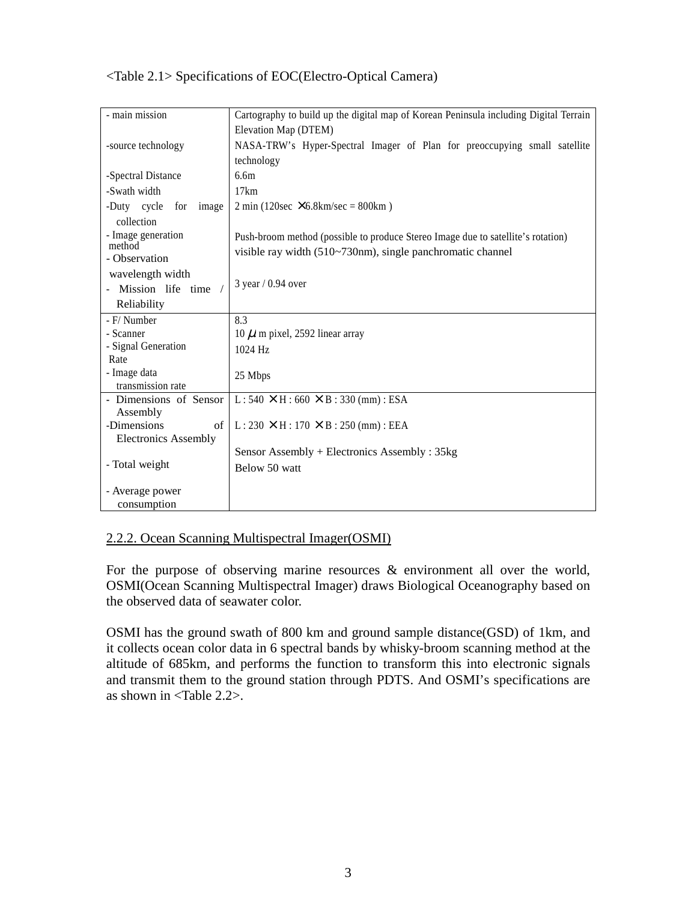<Table 2.1> Specifications of EOC(Electro-Optical Camera)

| | |
|---|---|
| - main mission | Cartography to build up the digital map of Korean Peninsula including Digital Terrain Elevation Map (DTEM) |
| -source technology | NASA-TRW's Hyper-Spectral Imager of Plan for preoccupying small satellite technology |
| -Spectral Distance | 6.6m |
| -Swath width | 17km |
| -Duty cycle for image collection | 2 min (120sec ×6.8km/sec = 800km ) |
| - Image generation method | Push-broom method (possible to produce Stereo Image due to satellite's rotation) |
| - Observation wavelength width | visible ray width (510~730nm), single panchromatic channel |
| - Mission life time / Reliability | 3 year / 0.94 over |
| - F/ Number | 8.3 |
| - Scanner | 10 $\mu$ m pixel, 2592 linear array |
| - Signal Generation Rate | 1024 Hz |
| - Image data transmission rate | 25 Mbps |
| - Dimensions of Sensor Assembly | L : 540 ×H : 660 ×B : 330 (mm) : ESA |
| -Dimensions of Electronics Assembly | L : 230 ×H : 170 ×B : 250 (mm) : EEA |
| - Total weight | Sensor Assembly + Electronics Assembly : 35kg |
| - Average power consumption | Below 50 watt |

## 2.2.2. Ocean Scanning Multispectral Imager(OSMI)

For the purpose of observing marine resources & environment all over the world, OSMI(Ocean Scanning Multispectral Imager) draws Biological Oceanography based on the observed data of seawater color.

OSMI has the ground swath of 800 km and ground sample distance(GSD) of 1km, and it collects ocean color data in 6 spectral bands by whisky-broom scanning method at the altitude of 685km, and performs the function to transform this into electronic signals and transmit them to the ground station through PDTS. And OSMI's specifications are as shown in <Table 2.2>.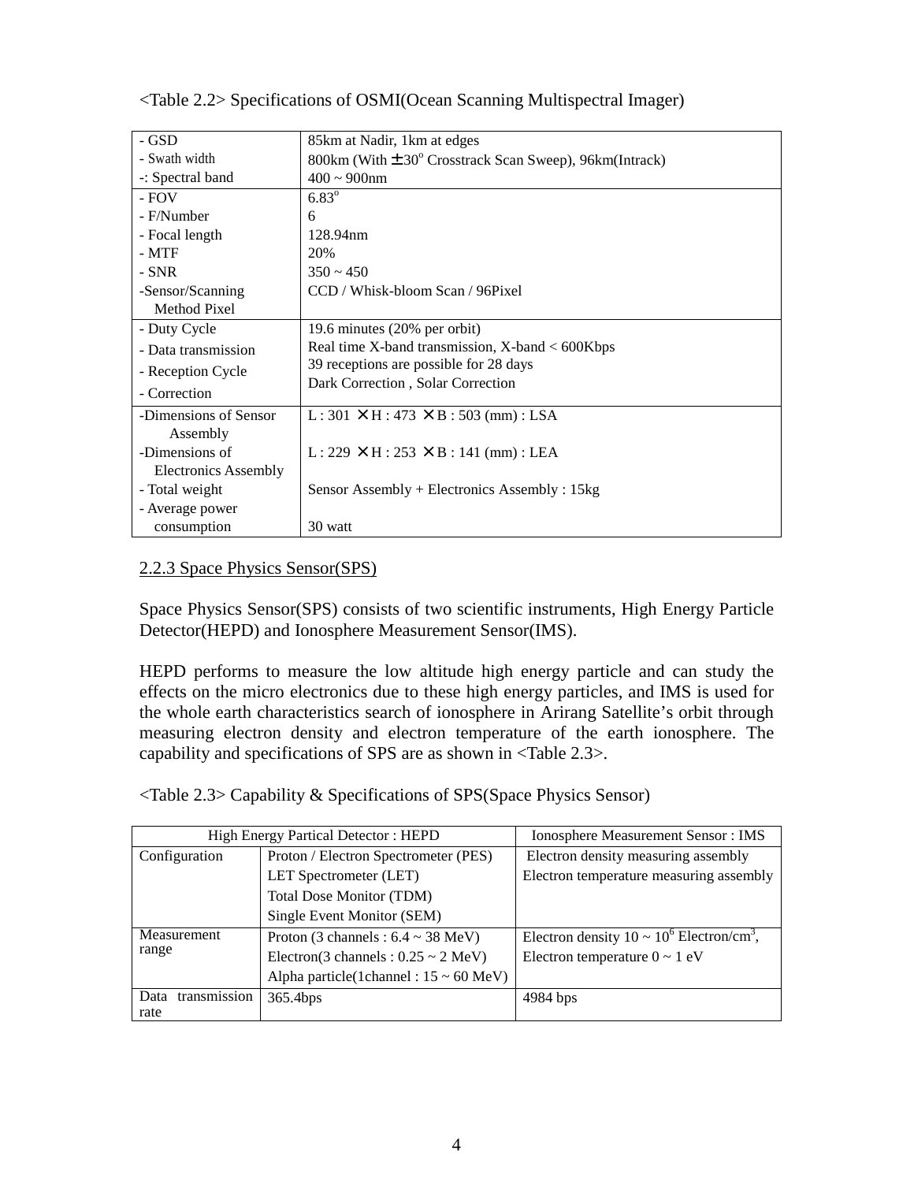<Table 2.2> Specifications of OSMI(Ocean Scanning Multispectral Imager)

| | |
|---|---|
| - GSD<br>- Swath width<br>-: Spectral band | 85km at Nadir, 1km at edges<br>800km (With ±30° Crosstrack Scan Sweep), 96km(Intrack)<br>400 ~ 900nm |
| - FOV<br>- F/Number<br>- Focal length<br>- MTF<br>- SNR<br>-Sensor/Scanning Method Pixel | 6.83°<br>6<br>128.94nm<br>20%<br>350 ~ 450<br>CCD / Whisk-bloom Scan / 96Pixel |
| - Duty Cycle<br>- Data transmission<br>- Reception Cycle<br>- Correction | 19.6 minutes (20% per orbit)<br>Real time X-band transmission, X-band < 600Kbps<br>39 receptions are possible for 28 days<br>Dark Correction , Solar Correction |
| -Dimensions of Sensor Assembly<br>-Dimensions of Electronics Assembly<br>- Total weight<br>- Average power consumption | L : 301 × H : 473 × B : 503 (mm) : LSA<br>L : 229 × H : 253 × B : 141 (mm) : LEA<br>Sensor Assembly + Electronics Assembly : 15kg<br>30 watt |

## 2.2.3 Space Physics Sensor(SPS)

Space Physics Sensor(SPS) consists of two scientific instruments, High Energy Particle Detector(HEPD) and Ionosphere Measurement Sensor(IMS).

HEPD performs to measure the low altitude high energy particle and can study the effects on the micro electronics due to these high energy particles, and IMS is used for the whole earth characteristics search of ionosphere in Arirang Satellite's orbit through measuring electron density and electron temperature of the earth ionosphere. The capability and specifications of SPS are as shown in <Table 2.3>.

<Table 2.3> Capability & Specifications of SPS(Space Physics Sensor)

| High Energy Partical Detector : HEPD | | Ionosphere Measurement Sensor : IMS |
|---|---|---|
| Configuration | Proton / Electron Spectrometer (PES)<br>LET Spectrometer (LET)<br>Total Dose Monitor (TDM)<br>Single Event Monitor (SEM) | Electron density measuring assembly<br>Electron temperature measuring assembly |
| Measurement range | Proton (3 channels : 6.4 ~ 38 MeV)<br>Electron(3 channels : 0.25 ~ 2 MeV)<br>Alpha particle(1channel : 15 ~ 60 MeV) | Electron density 10 ~ $10^6$ Electron/$cm^3$,<br>Electron temperature 0 ~ 1 eV |
| Data transmission rate | 365.4bps | 4984 bps |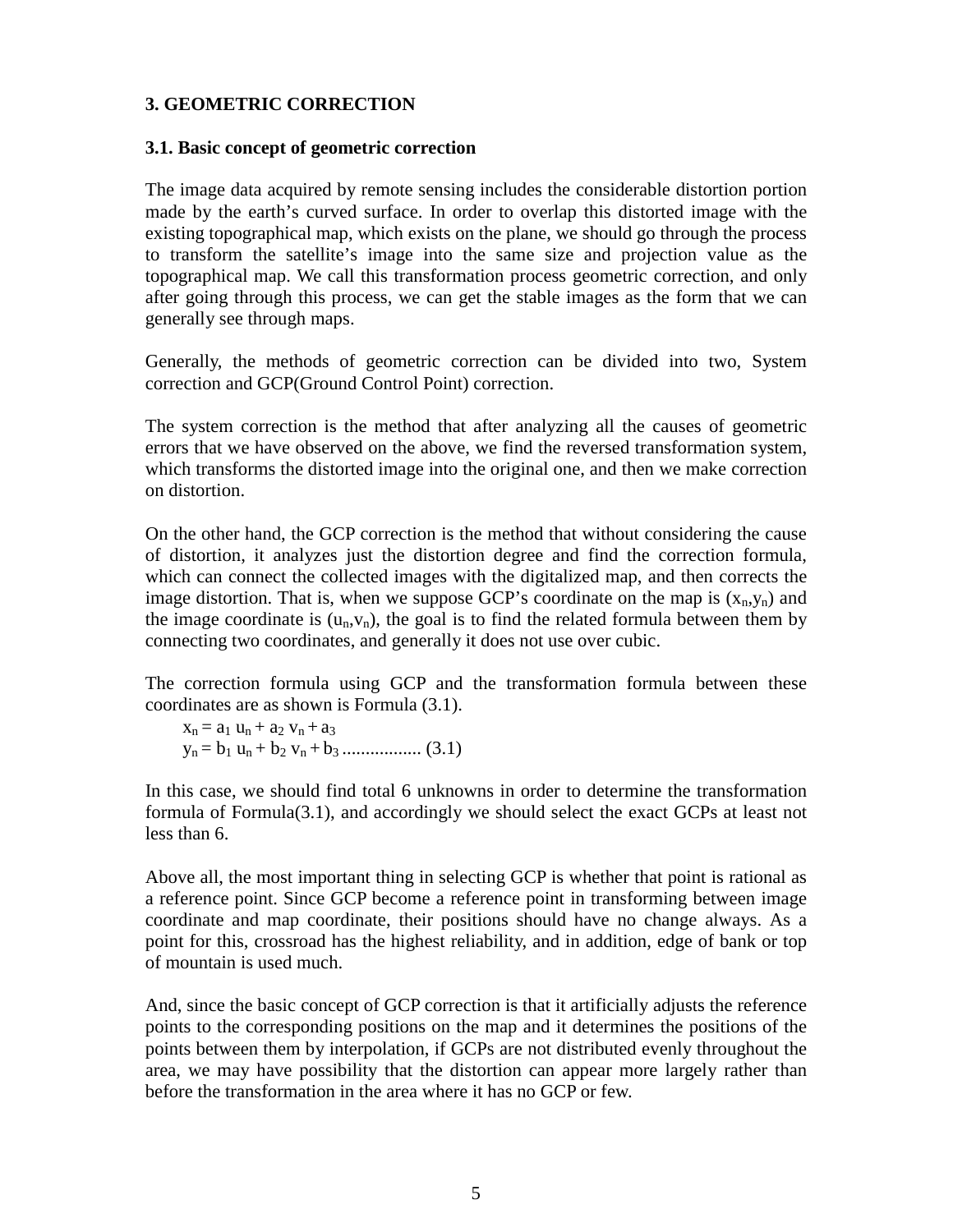## 3. GEOMETRIC CORRECTION

### 3.1. Basic concept of geometric correction

The image data acquired by remote sensing includes the considerable distortion portion made by the earth's curved surface. In order to overlap this distorted image with the existing topographical map, which exists on the plane, we should go through the process to transform the satellite's image into the same size and projection value as the topographical map. We call this transformation process geometric correction, and only after going through this process, we can get the stable images as the form that we can generally see through maps.

Generally, the methods of geometric correction can be divided into two, System correction and GCP(Ground Control Point) correction.

The system correction is the method that after analyzing all the causes of geometric errors that we have observed on the above, we find the reversed transformation system, which transforms the distorted image into the original one, and then we make correction on distortion.

On the other hand, the GCP correction is the method that without considering the cause of distortion, it analyzes just the distortion degree and find the correction formula, which can connect the collected images with the digitalized map, and then corrects the image distortion. That is, when we suppose GCP's coordinate on the map is $(x_n, y_n)$ and the image coordinate is $(u_n, v_n)$, the goal is to find the related formula between them by connecting two coordinates, and generally it does not use over cubic.

The correction formula using GCP and the transformation formula between these coordinates are as shown is Formula (3.1).

$$x_n = a_1 u_n + a_2 v_n + a_3$$
$$y_n = b_1 u_n + b_2 v_n + b_3 \quad \text{.................} \quad (3.1)$$

In this case, we should find total 6 unknowns in order to determine the transformation formula of Formula(3.1), and accordingly we should select the exact GCPs at least not less than 6.

Above all, the most important thing in selecting GCP is whether that point is rational as a reference point. Since GCP become a reference point in transforming between image coordinate and map coordinate, their positions should have no change always. As a point for this, crossroad has the highest reliability, and in addition, edge of bank or top of mountain is used much.

And, since the basic concept of GCP correction is that it artificially adjusts the reference points to the corresponding positions on the map and it determines the positions of the points between them by interpolation, if GCPs are not distributed evenly throughout the area, we may have possibility that the distortion can appear more largely rather than before the transformation in the area where it has no GCP or few.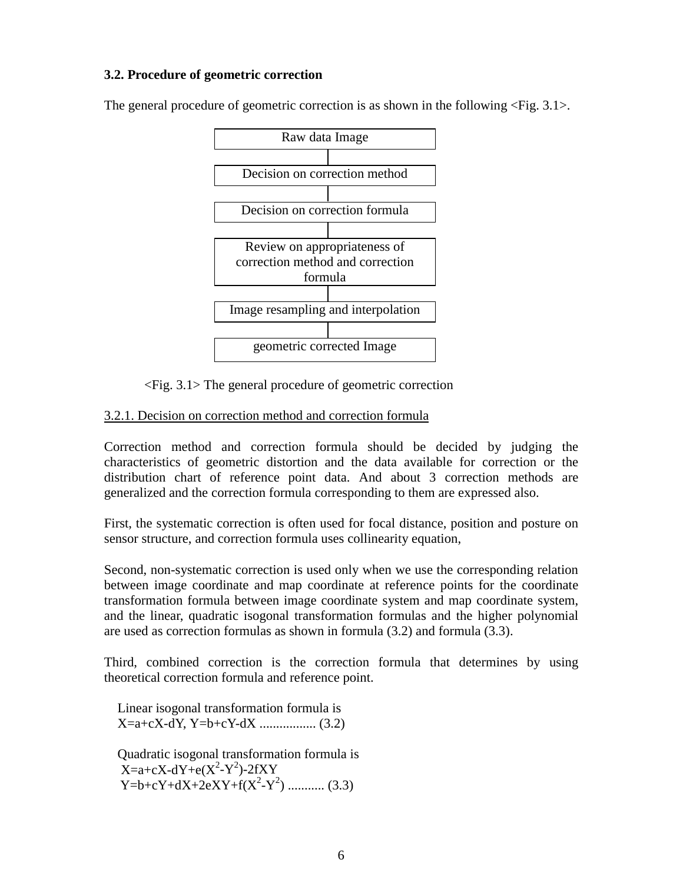### 3.2. Procedure of geometric correction

The general procedure of geometric correction is as shown in the following <Fig. 3.1>.

Raw data Image

Decision on correction method

Decision on correction formula

Review on appropriateness of correction method and correction formula

Image resampling and interpolation

geometric corrected Image

<Fig. 3.1> The general procedure of geometric correction

3.2.1. Decision on correction method and correction formula

Correction method and correction formula should be decided by judging the characteristics of geometric distortion and the data available for correction or the distribution chart of reference point data. And about 3 correction methods are generalized and the correction formula corresponding to them are expressed also.

First, the systematic correction is often used for focal distance, position and posture on sensor structure, and correction formula uses collinearity equation,

Second, non-systematic correction is used only when we use the corresponding relation between image coordinate and map coordinate at reference points for the coordinate transformation formula between image coordinate system and map coordinate system, and the linear, quadratic isogonal transformation formulas and the higher polynomial are used as correction formulas as shown in formula (3.2) and formula (3.3).

Third, combined correction is the correction formula that determines by using theoretical correction formula and reference point.

Linear isogonal transformation formula is

$X=a+cX-dY, Y=b+cY-dX$ ................. (3.2)

Quadratic isogonal transformation formula is

$X=a+cX-dY+e(X^2-Y^2)-2fXY$

$Y=b+cY+dX+2eXY+f(X^2-Y^2)$ ........... (3.3)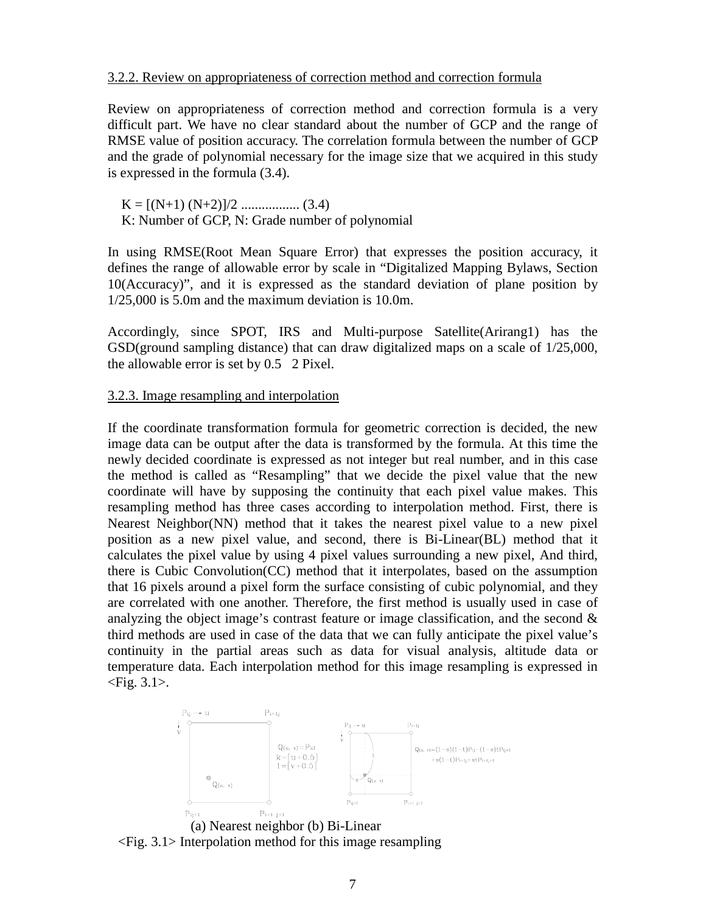3.2.2. Review on appropriateness of correction method and correction formula

Review on appropriateness of correction method and correction formula is a very difficult part. We have no clear standard about the number of GCP and the range of RMSE value of position accuracy. The correlation formula between the number of GCP and the grade of polynomial necessary for the image size that we acquired in this study is expressed in the formula (3.4).

$$K = [(N+1)(N+2)]/2 \quad (3.4)$$

K: Number of GCP, N: Grade number of polynomial

In using RMSE(Root Mean Square Error) that expresses the position accuracy, it defines the range of allowable error by scale in "Digitalized Mapping Bylaws, Section 10(Accuracy)", and it is expressed as the standard deviation of plane position by 1/25,000 is 5.0m and the maximum deviation is 10.0m.

Accordingly, since SPOT, IRS and Multi-purpose Satellite(Arirang1) has the GSD(ground sampling distance) that can draw digitalized maps on a scale of 1/25,000, the allowable error is set by 0.5 2 Pixel.

3.2.3. Image resampling and interpolation

If the coordinate transformation formula for geometric correction is decided, the new image data can be output after the data is transformed by the formula. At this time the newly decided coordinate is expressed as not integer but real number, and in this case the method is called as "Resampling" that we decide the pixel value that the new coordinate will have by supposing the continuity that each pixel value makes. This resampling method has three cases according to interpolation method. First, there is Nearest Neighbor(NN) method that it takes the nearest pixel value to a new pixel position as a new pixel value, and second, there is Bi-Linear(BL) method that it calculates the pixel value by using 4 pixel values surrounding a new pixel, And third, there is Cubic Convolution(CC) method that it interpolates, based on the assumption that 16 pixels around a pixel form the surface consisting of cubic polynomial, and they are correlated with one another. Therefore, the first method is usually used in case of analyzing the object image's contrast feature or image classification, and the second & third methods are used in case of the data that we can fully anticipate the pixel value's continuity in the partial areas such as data for visual analysis, altitude data or temperature data. Each interpolation method for this image resampling is expressed in <Fig. 3.1>.

(a) Nearest neighbor (b) Bi-Linear

<Fig. 3.1> Interpolation method for this image resampling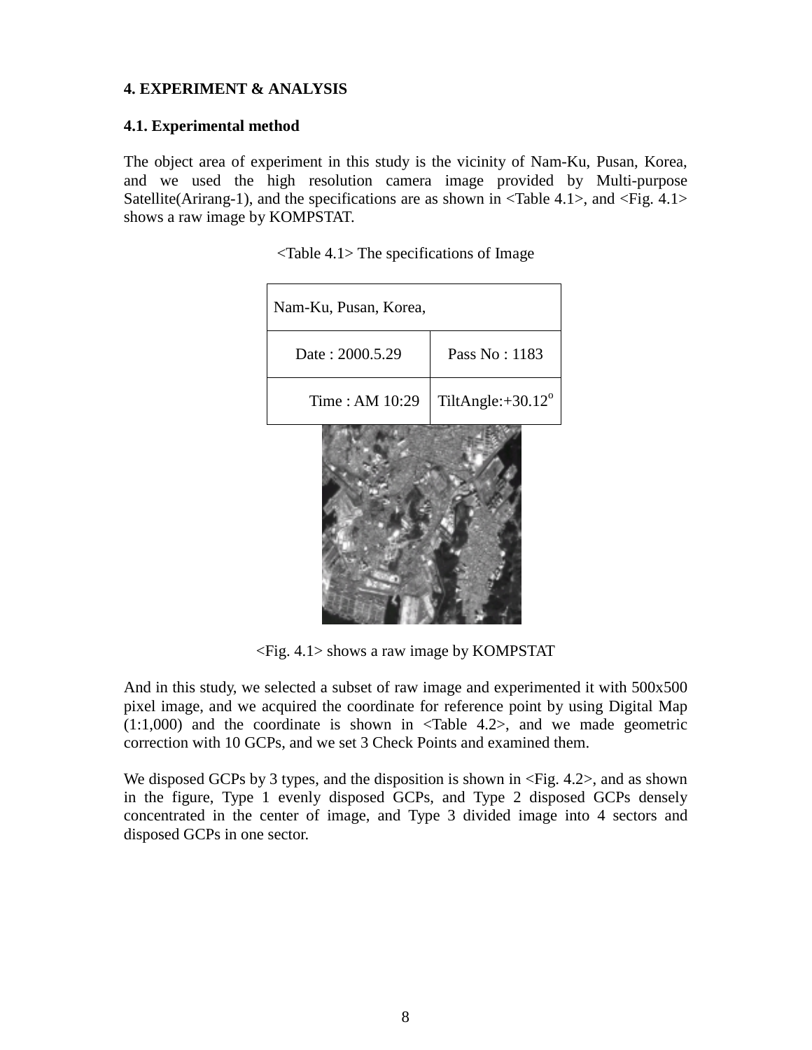## 4. EXPERIMENT & ANALYSIS

### 4.1. Experimental method

The object area of experiment in this study is the vicinity of Nam-Ku, Pusan, Korea, and we used the high resolution camera image provided by Multi-purpose Satellite(Arirang-1), and the specifications are as shown in <Table 4.1>, and <Fig. 4.1> shows a raw image by KOMPSTAT.

<Table 4.1> The specifications of Image

| Nam-Ku, Pusan, Korea, | |
|---|---|
| Date : 2000.5.29 | Pass No : 1183 |
| Time : AM 10:29 | TiltAngle:+30.12$^{o}$ |

<Fig. 4.1> shows a raw image by KOMPSTAT

And in this study, we selected a subset of raw image and experimented it with 500x500 pixel image, and we acquired the coordinate for reference point by using Digital Map (1:1,000) and the coordinate is shown in <Table 4.2>, and we made geometric correction with 10 GCPs, and we set 3 Check Points and examined them.

We disposed GCPs by 3 types, and the disposition is shown in <Fig. 4.2>, and as shown in the figure, Type 1 evenly disposed GCPs, and Type 2 disposed GCPs densely concentrated in the center of image, and Type 3 divided image into 4 sectors and disposed GCPs in one sector.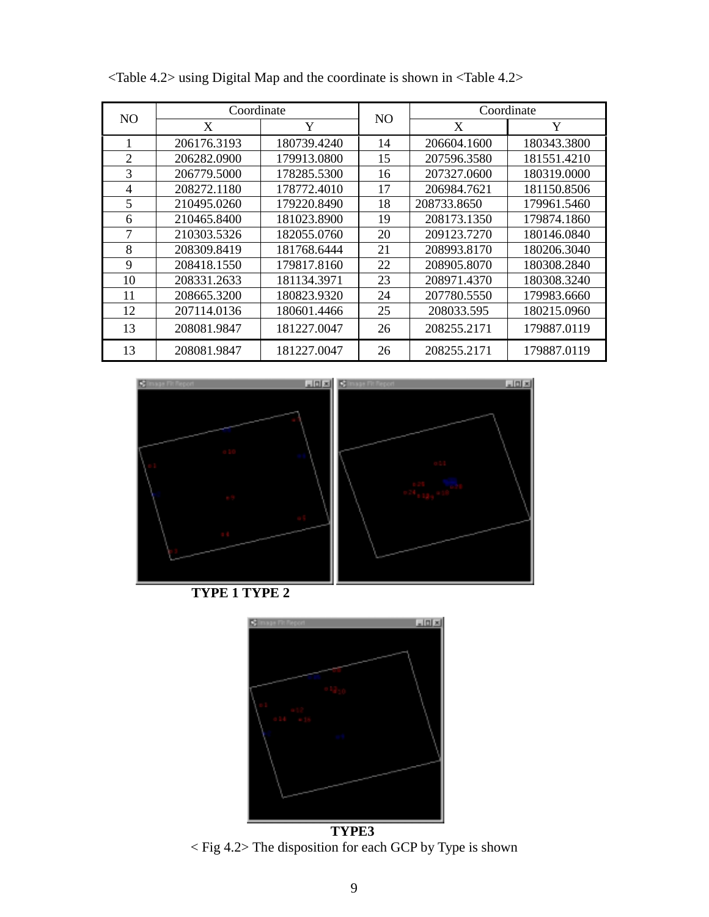<Table 4.2> using Digital Map and the coordinate is shown in <Table 4.2>

| NO | Coordinate | | NO | Coordinate | |
|---|---|---|---|---|---|
| | X | Y | | X | Y |
| 1 | 206176.3193 | 180739.4240 | 14 | 206604.1600 | 180343.3800 |
| 2 | 206282.0900 | 179913.0800 | 15 | 207596.3580 | 181551.4210 |
| 3 | 206779.5000 | 178285.5300 | 16 | 207327.0600 | 180319.0000 |
| 4 | 208272.1180 | 178772.4010 | 17 | 206984.7621 | 181150.8506 |
| 5 | 210495.0260 | 179220.8490 | 18 | 208733.8650 | 179961.5460 |
| 6 | 210465.8400 | 181023.8900 | 19 | 208173.1350 | 179874.1860 |
| 7 | 210303.5326 | 182055.0760 | 20 | 209123.7270 | 180146.0840 |
| 8 | 208309.8419 | 181768.6444 | 21 | 208993.8170 | 180206.3040 |
| 9 | 208418.1550 | 179817.8160 | 22 | 208905.8070 | 180308.2840 |
| 10 | 208331.2633 | 181134.3971 | 23 | 208971.4370 | 180308.3240 |
| 11 | 208665.3200 | 180823.9320 | 24 | 207780.5550 | 179983.6660 |
| 12 | 207114.0136 | 180601.4466 | 25 | 208033.595 | 180215.0960 |
| 13 | 208081.9847 | 181227.0047 | 26 | 208255.2171 | 179887.0119 |
| 13 | 208081.9847 | 181227.0047 | 26 | 208255.2171 | 179887.0119 |

**TYPE 1 TYPE 2**

**TYPE3**

< Fig 4.2> The disposition for each GCP by Type is shown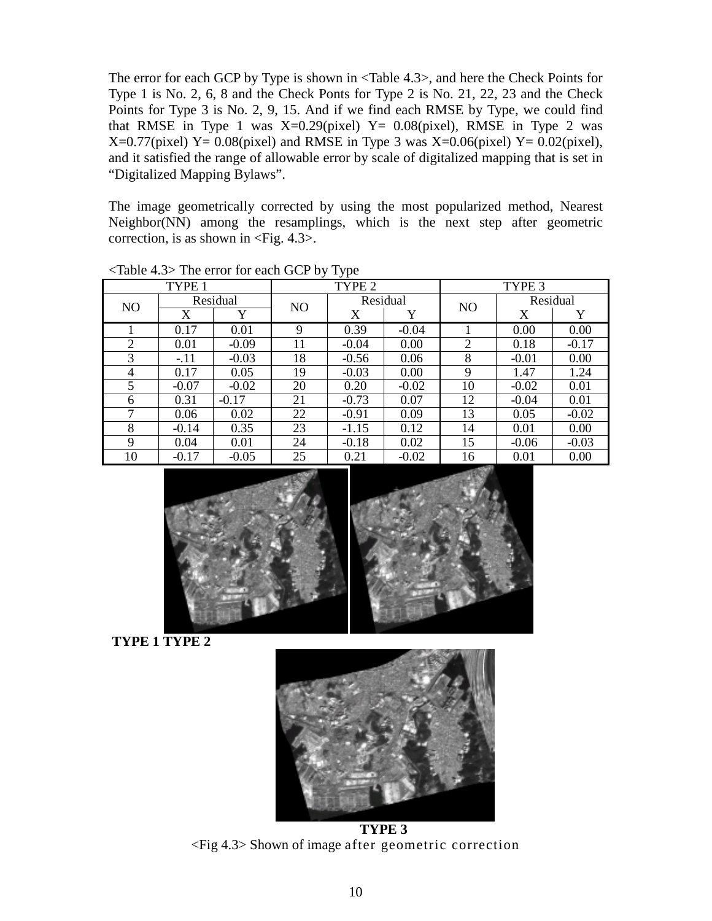The error for each GCP by Type is shown in <Table 4.3>, and here the Check Points for Type 1 is No. 2, 6, 8 and the Check Ponts for Type 2 is No. 21, 22, 23 and the Check Points for Type 3 is No. 2, 9, 15. And if we find each RMSE by Type, we could find that RMSE in Type 1 was X=0.29(pixel) Y= 0.08(pixel), RMSE in Type 2 was X=0.77(pixel) Y= 0.08(pixel) and RMSE in Type 3 was X=0.06(pixel) Y= 0.02(pixel), and it satisfied the range of allowable error by scale of digitalized mapping that is set in "Digitalized Mapping Bylaws".

The image geometrically corrected by using the most popularized method, Nearest Neighbor(NN) among the resamplings, which is the next step after geometric correction, is as shown in <Fig. 4.3>.

<Table 4.3> The error for each GCP by Type

| TYPE 1 | | | TYPE 2 | | | TYPE 3 | | |
|---|---|---|---|---|---|---|---|---|
| NO | Residual | | NO | Residual | | NO | Residual | |
| | X | Y | | X | Y | | X | Y |
| 1 | 0.17 | 0.01 | 9 | 0.39 | -0.04 | 1 | 0.00 | 0.00 |
| 2 | 0.01 | -0.09 | 11 | -0.04 | 0.00 | 2 | 0.18 | -0.17 |
| 3 | -.11 | -0.03 | 18 | -0.56 | 0.06 | 8 | -0.01 | 0.00 |
| 4 | 0.17 | 0.05 | 19 | -0.03 | 0.00 | 9 | 1.47 | 1.24 |
| 5 | -0.07 | -0.02 | 20 | 0.20 | -0.02 | 10 | -0.02 | 0.01 |
| 6 | 0.31 | -0.17 | 21 | -0.73 | 0.07 | 12 | -0.04 | 0.01 |
| 7 | 0.06 | 0.02 | 22 | -0.91 | 0.09 | 13 | 0.05 | -0.02 |
| 8 | -0.14 | 0.35 | 23 | -1.15 | 0.12 | 14 | 0.01 | 0.00 |
| 9 | 0.04 | 0.01 | 24 | -0.18 | 0.02 | 15 | -0.06 | -0.03 |
| 10 | -0.17 | -0.05 | 25 | 0.21 | -0.02 | 16 | 0.01 | 0.00 |

**TYPE 1 TYPE 2**

**TYPE 3**

<Fig 4.3> Shown of image after geometric correction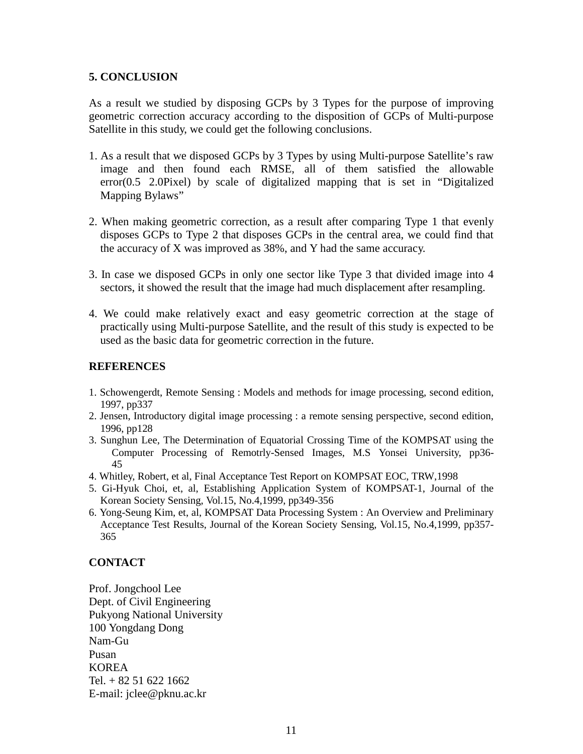## 5. CONCLUSION

As a result we studied by disposing GCPs by 3 Types for the purpose of improving geometric correction accuracy according to the disposition of GCPs of Multi-purpose Satellite in this study, we could get the following conclusions.

1. As a result that we disposed GCPs by 3 Types by using Multi-purpose Satellite's raw image and then found each RMSE, all of them satisfied the allowable error(0.5 2.0Pixel) by scale of digitalized mapping that is set in "Digitalized Mapping Bylaws"

2. When making geometric correction, as a result after comparing Type 1 that evenly disposes GCPs to Type 2 that disposes GCPs in the central area, we could find that the accuracy of X was improved as 38%, and Y had the same accuracy.

3. In case we disposed GCPs in only one sector like Type 3 that divided image into 4 sectors, it showed the result that the image had much displacement after resampling.

4. We could make relatively exact and easy geometric correction at the stage of practically using Multi-purpose Satellite, and the result of this study is expected to be used as the basic data for geometric correction in the future.

## REFERENCES

1. Schowengerdt, Remote Sensing : Models and methods for image processing, second edition, 1997, pp337
2. Jensen, Introductory digital image processing : a remote sensing perspective, second edition, 1996, pp128
3. Sunghun Lee, The Determination of Equatorial Crossing Time of the KOMPSAT using the Computer Processing of Remotrly-Sensed Images, M.S Yonsei University, pp36-45
4. Whitley, Robert, et al, Final Acceptance Test Report on KOMPSAT EOC, TRW,1998
5. Gi-Hyuk Choi, et, al, Establishing Application System of KOMPSAT-1, Journal of the Korean Society Sensing, Vol.15, No.4,1999, pp349-356
6. Yong-Seung Kim, et, al, KOMPSAT Data Processing System : An Overview and Preliminary Acceptance Test Results, Journal of the Korean Society Sensing, Vol.15, No.4,1999, pp357-365

## CONTACT

Prof. Jongchool Lee
Dept. of Civil Engineering
Pukyong National University
100 Yongdang Dong
Nam-Gu
Pusan
KOREA
Tel. + 82 51 622 1662
E-mail: jclee@pknu.ac.kr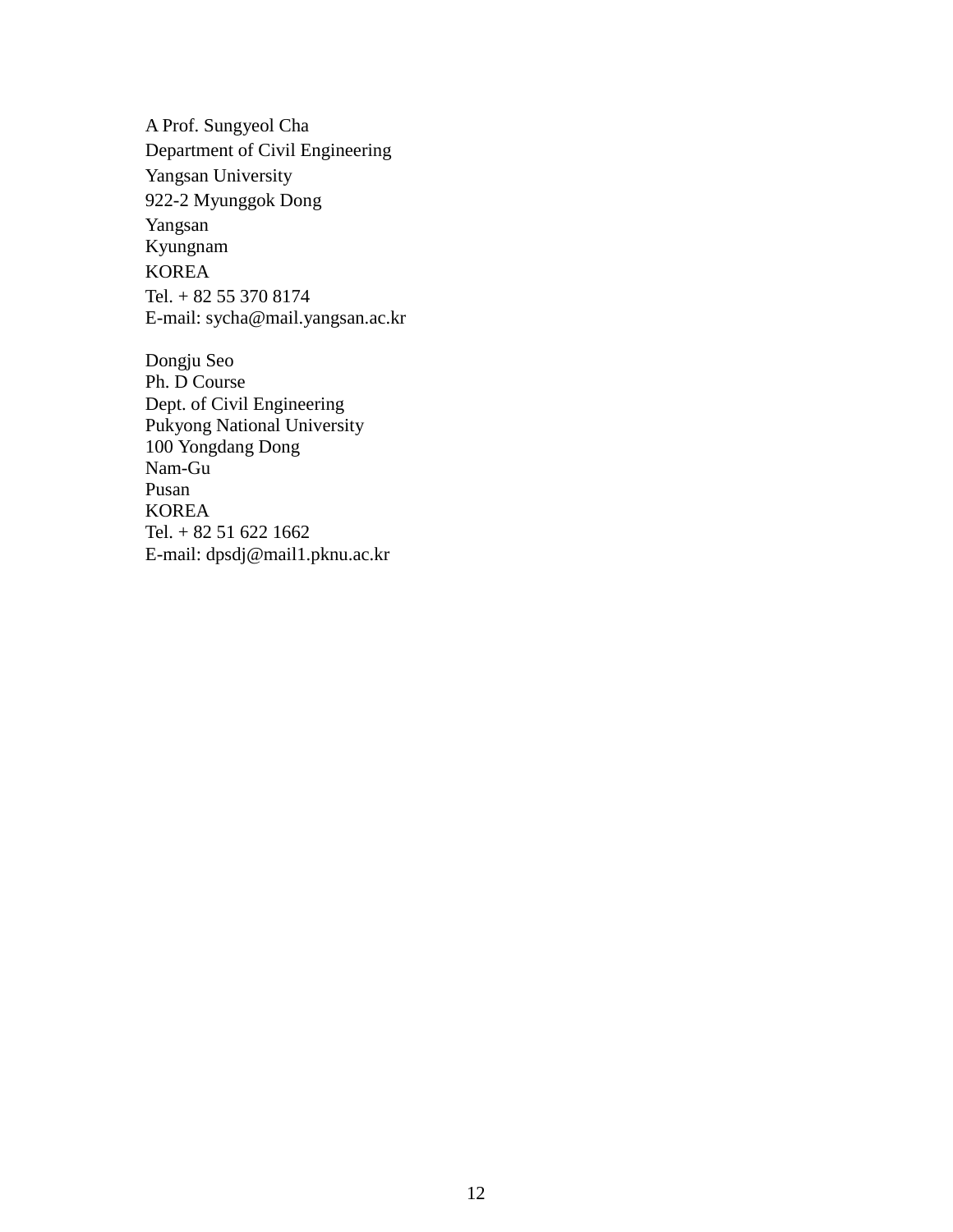A Prof. Sungyeol Cha
Department of Civil Engineering
Yangsan University
922-2 Myunggok Dong
Yangsan
Kyungnam
KOREA
Tel. + 82 55 370 8174
E-mail: sycha@mail.yangsan.ac.kr

Dongju Seo
Ph. D Course
Dept. of Civil Engineering
Pukyong National University
100 Yongdang Dong
Nam-Gu
Pusan
KOREA
Tel. + 82 51 622 1662
E-mail: dpsdj@mail1.pknu.ac.kr